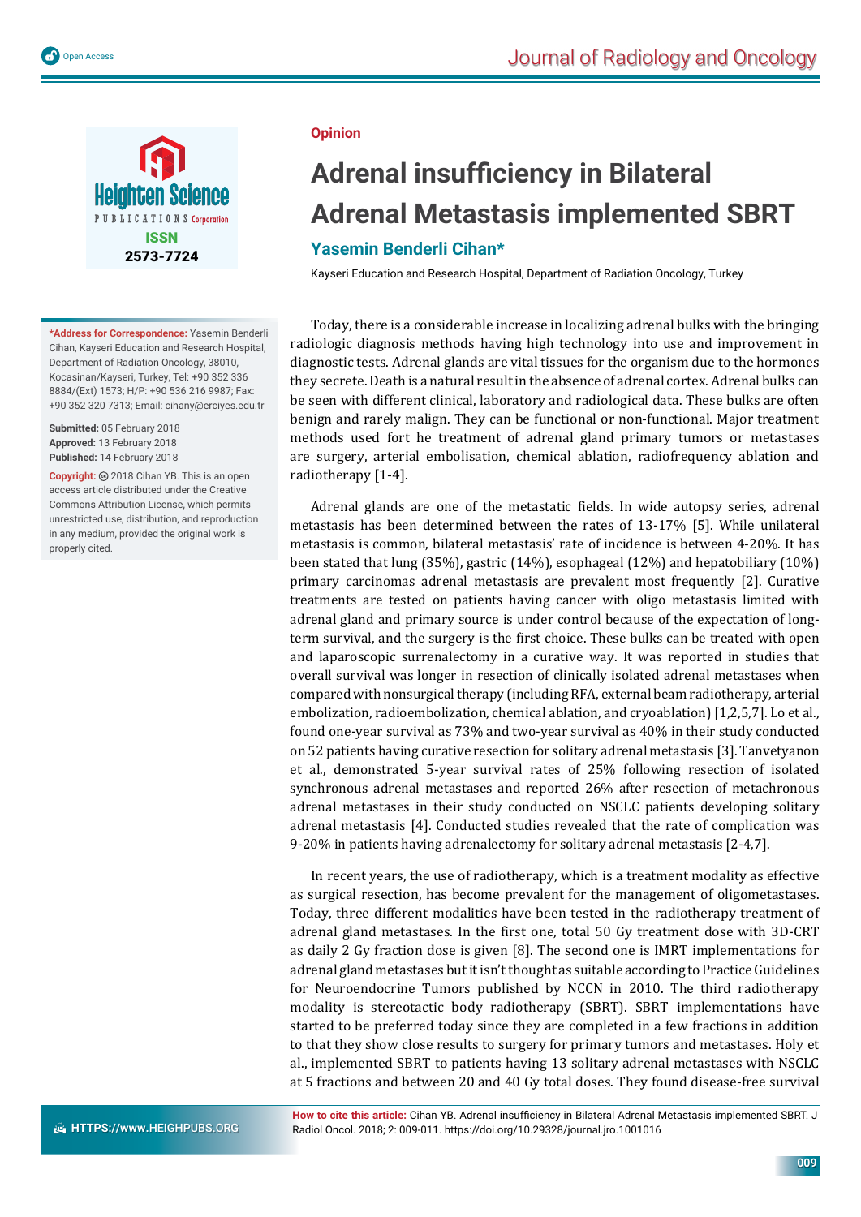Opinion

# Adrenal insufficiency in Bilateral Adrenal Metastasis implemented SBRT

## Yasemin Benderli Cihan*

Kayseri Education and Research Hospital, Department of Radiation Oncology, Turkey

**\*Address for Correspondence:** Yasemin Benderli Cihan, Kayseri Education and Research Hospital, Department of Radiation Oncology, 38010, Kocasinan/Kayseri, Turkey, Tel: +90 352 336 8884/(Ext) 1573; H/P: +90 536 216 9987; Fax: +90 352 320 7313; Email: cihany@erciyes.edu.tr

**Submitted:** 05 February 2018
**Approved:** 13 February 2018
**Published:** 14 February 2018

**Copyright:** © 2018 Cihan YB. This is an open access article distributed under the Creative Commons Attribution License, which permits unrestricted use, distribution, and reproduction in any medium, provided the original work is properly cited.

**How to cite this article:** Cihan YB. Adrenal insufficiency in Bilateral Adrenal Metastasis implemented SBRT. J Radiol Oncol. 2018; 2: 009-011. https://doi.org/10.29328/journal.jro.1001016

Today, there is a considerable increase in localizing adrenal bulks with the bringing radiologic diagnosis methods having high technology into use and improvement in diagnostic tests. Adrenal glands are vital tissues for the organism due to the hormones they secrete. Death is a natural result in the absence of adrenal cortex. Adrenal bulks can be seen with different clinical, laboratory and radiological data. These bulks are often benign and rarely malign. They can be functional or non-functional. Major treatment methods used fort he treatment of adrenal gland primary tumors or metastases are surgery, arterial embolisation, chemical ablation, radiofrequency ablation and radiotherapy [1-4].

Adrenal glands are one of the metastatic fields. In wide autopsy series, adrenal metastasis has been determined between the rates of 13-17% [5]. While unilateral metastasis is common, bilateral metastasis' rate of incidence is between 4-20%. It has been stated that lung (35%), gastric (14%), esophageal (12%) and hepatobiliary (10%) primary carcinomas adrenal metastasis are prevalent most frequently [2]. Curative treatments are tested on patients having cancer with oligo metastasis limited with adrenal gland and primary source is under control because of the expectation of long-term survival, and the surgery is the first choice. These bulks can be treated with open and laparoscopic surrenalectomy in a curative way. It was reported in studies that overall survival was longer in resection of clinically isolated adrenal metastases when compared with nonsurgical therapy (including RFA, external beam radiotherapy, arterial embolization, radioembolization, chemical ablation, and cryoablation) [1,2,5,7]. Lo et al., found one-year survival as 73% and two-year survival as 40% in their study conducted on 52 patients having curative resection for solitary adrenal metastasis [3]. Tanvetyanon et al., demonstrated 5-year survival rates of 25% following resection of isolated synchronous adrenal metastases and reported 26% after resection of metachronous adrenal metastases in their study conducted on NSCLC patients developing solitary adrenal metastasis [4]. Conducted studies revealed that the rate of complication was 9-20% in patients having adrenalectomy for solitary adrenal metastasis [2-4,7].

In recent years, the use of radiotherapy, which is a treatment modality as effective as surgical resection, has become prevalent for the management of oligometastases. Today, three different modalities have been tested in the radiotherapy treatment of adrenal gland metastases. In the first one, total 50 Gy treatment dose with 3D-CRT as daily 2 Gy fraction dose is given [8]. The second one is IMRT implementations for adrenal gland metastases but it isn't thought as suitable according to Practice Guidelines for Neuroendocrine Tumors published by NCCN in 2010. The third radiotherapy modality is stereotactic body radiotherapy (SBRT). SBRT implementations have started to be preferred today since they are completed in a few fractions in addition to that they show close results to surgery for primary tumors and metastases. Holy et al., implemented SBRT to patients having 13 solitary adrenal metastases with NSCLC at 5 fractions and between 20 and 40 Gy total doses. They found disease-free survival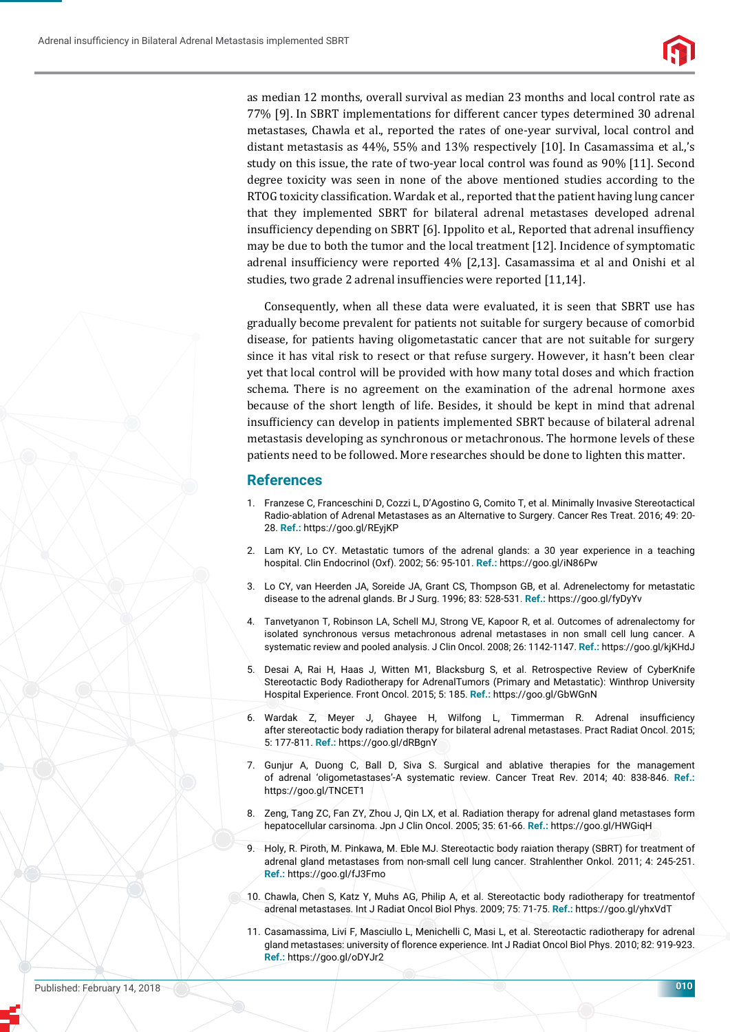as median 12 months, overall survival as median 23 months and local control rate as 77% [9]. In SBRT implementations for different cancer types determined 30 adrenal metastases, Chawla et al., reported the rates of one-year survival, local control and distant metastasis as 44%, 55% and 13% respectively [10]. In Casamassima et al.,'s study on this issue, the rate of two-year local control was found as 90% [11]. Second degree toxicity was seen in none of the above mentioned studies according to the RTOG toxicity classification. Wardak et al., reported that the patient having lung cancer that they implemented SBRT for bilateral adrenal metastases developed adrenal insufficiency depending on SBRT [6]. Ippolito et al., Reported that adrenal insuffiency may be due to both the tumor and the local treatment [12]. Incidence of symptomatic adrenal insufficiency were reported 4% [2,13]. Casamassima et al and Onishi et al studies, two grade 2 adrenal insuffiencies were reported [11,14].

Consequently, when all these data were evaluated, it is seen that SBRT use has gradually become prevalent for patients not suitable for surgery because of comorbid disease, for patients having oligometastatic cancer that are not suitable for surgery since it has vital risk to resect or that refuse surgery. However, it hasn't been clear yet that local control will be provided with how many total doses and which fraction schema. There is no agreement on the examination of the adrenal hormone axes because of the short length of life. Besides, it should be kept in mind that adrenal insufficiency can develop in patients implemented SBRT because of bilateral adrenal metastasis developing as synchronous or metachronous. The hormone levels of these patients need to be followed. More researches should be done to lighten this matter.

## References

1. Franzese C, Franceschini D, Cozzi L, D'Agostino G, Comito T, et al. Minimally Invasive Stereotactical Radio-ablation of Adrenal Metastases as an Alternative to Surgery. Cancer Res Treat. 2016; 49: 20-28. **Ref.:** https://goo.gl/REyjKP

2. Lam KY, Lo CY. Metastatic tumors of the adrenal glands: a 30 year experience in a teaching hospital. Clin Endocrinol (Oxf). 2002; 56: 95-101. **Ref.:** https://goo.gl/iN86Pw

3. Lo CY, van Heerden JA, Soreide JA, Grant CS, Thompson GB, et al. Adrenelectomy for metastatic disease to the adrenal glands. Br J Surg. 1996; 83: 528-531. **Ref.:** https://goo.gl/fyDyYv

4. Tanvetyanon T, Robinson LA, Schell MJ, Strong VE, Kapoor R, et al. Outcomes of adrenalectomy for isolated synchronous versus metachronous adrenal metastases in non small cell lung cancer. A systematic review and pooled analysis. J Clin Oncol. 2008; 26: 1142-1147. **Ref.:** https://goo.gl/kjKHdJ

5. Desai A, Rai H, Haas J, Witten M1, Blacksburg S, et al. Retrospective Review of CyberKnife Stereotactic Body Radiotherapy for AdrenalTumors (Primary and Metastatic): Winthrop University Hospital Experience. Front Oncol. 2015; 5: 185. **Ref.:** https://goo.gl/GbWGnN

6. Wardak Z, Meyer J, Ghayee H, Wilfong L, Timmerman R. Adrenal insufficiency after stereotactic body radiation therapy for bilateral adrenal metastases. Pract Radiat Oncol. 2015; 5: 177-811. **Ref.:** https://goo.gl/dRBgnY

7. Gunjur A, Duong C, Ball D, Siva S. Surgical and ablative therapies for the management of adrenal 'oligometastases'-A systematic review. Cancer Treat Rev. 2014; 40: 838-846. **Ref.:** https://goo.gl/TNCET1

8. Zeng, Tang ZC, Fan ZY, Zhou J, Qin LX, et al. Radiation therapy for adrenal gland metastases form hepatocellular carsinoma. Jpn J Clin Oncol. 2005; 35: 61-66. **Ref.:** https://goo.gl/HWGiqH

9. Holy, R. Piroth, M. Pinkawa, M. Eble MJ. Stereotactic body raiation therapy (SBRT) for treatment of adrenal gland metastases from non-small cell lung cancer. Strahlenther Onkol. 2011; 4: 245-251. **Ref.:** https://goo.gl/fJ3Fmo

10. Chawla, Chen S, Katz Y, Muhs AG, Philip A, et al. Stereotactic body radiotherapy for treatmentof adrenal metastases. Int J Radiat Oncol Biol Phys. 2009; 75: 71-75. **Ref.:** https://goo.gl/yhxVdT

11. Casamassima, Livi F, Masciullo L, Menichelli C, Masi L, et al. Stereotactic radiotherapy for adrenal gland metastases: university of florence experience. Int J Radiat Oncol Biol Phys. 2010; 82: 919-923. **Ref.:** https://goo.gl/oDYJr2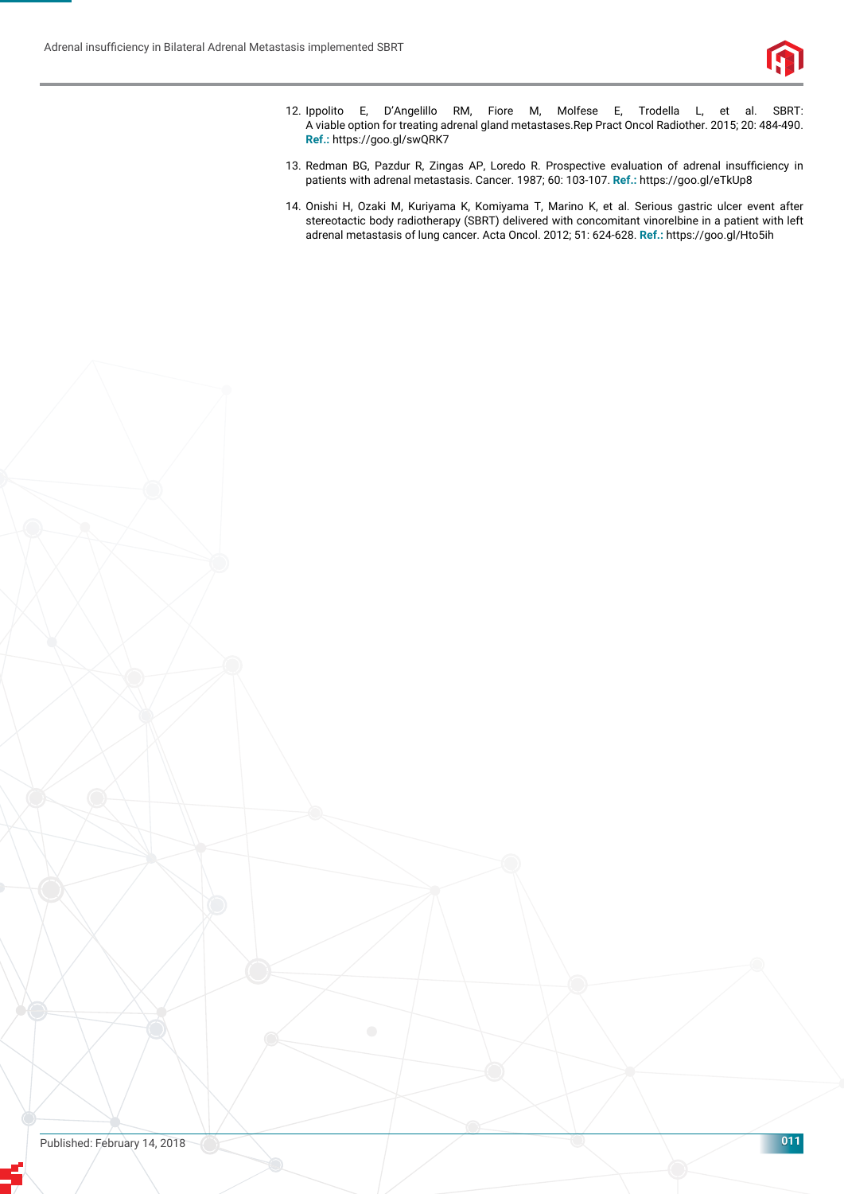12. Ippolito E, D'Angelillo RM, Fiore M, Molfese E, Trodella L, et al. SBRT: A viable option for treating adrenal gland metastases.Rep Pract Oncol Radiother. 2015; 20: 484-490. **Ref.:** https://goo.gl/swQRK7

13. Redman BG, Pazdur R, Zingas AP, Loredo R. Prospective evaluation of adrenal insufficiency in patients with adrenal metastasis. Cancer. 1987; 60: 103-107. **Ref.:** https://goo.gl/eTkUp8

14. Onishi H, Ozaki M, Kuriyama K, Komiyama T, Marino K, et al. Serious gastric ulcer event after stereotactic body radiotherapy (SBRT) delivered with concomitant vinorelbine in a patient with left adrenal metastasis of lung cancer. Acta Oncol. 2012; 51: 624-628. **Ref.:** https://goo.gl/Hto5ih